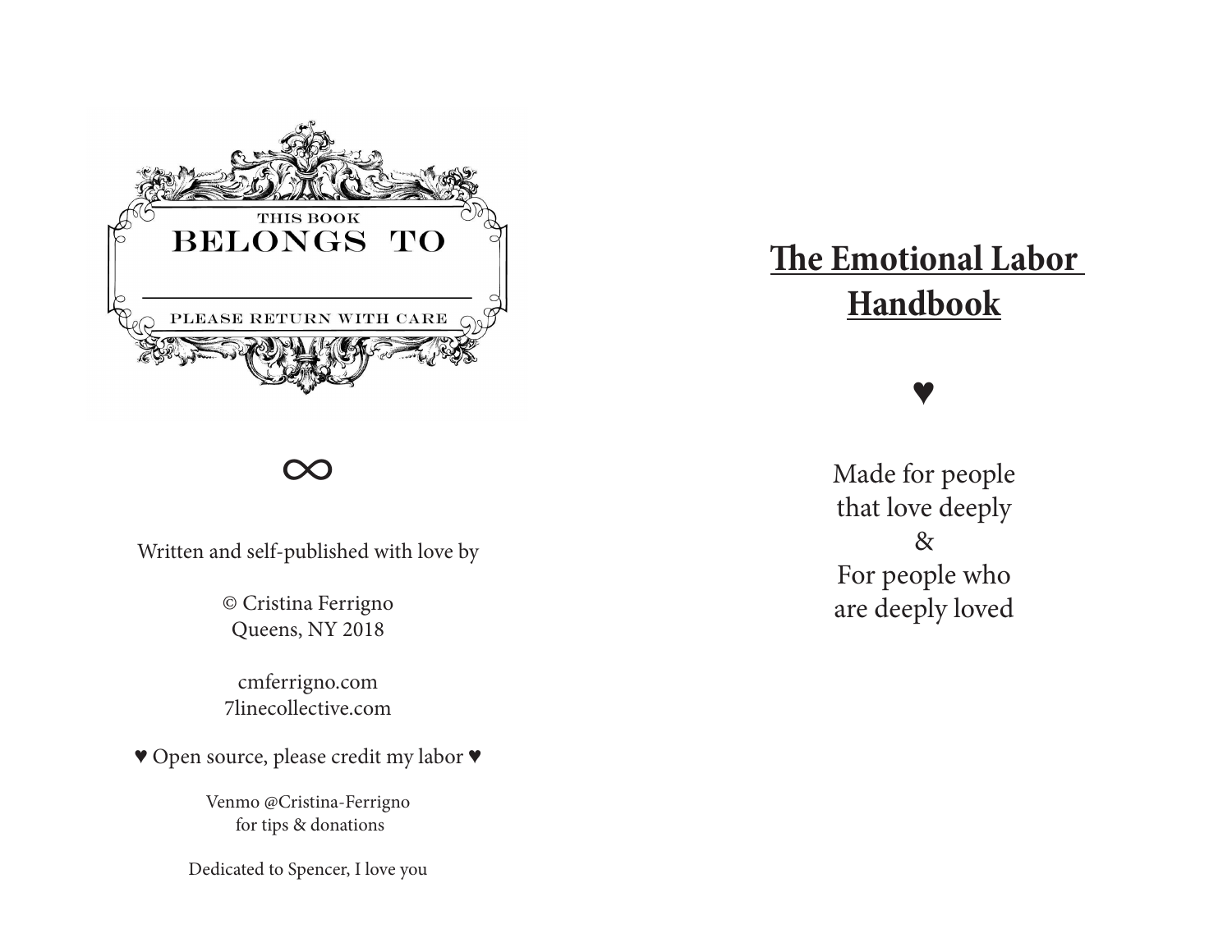THIS BOOK

BELONGS TO

\_\_\_\_\_\_\_\_\_\_\_\_\_\_\_\_\_\_\_\_\_\_\_\_\_\_\_\_\_\_

PLEASE RETURN WITH CARE

∞

Written and self-published with love by

© Cristina Ferrigno
Queens, NY 2018

cmferrigno.com
7linecollective.com

♥ Open source, please credit my labor ♥

Venmo @Cristina-Ferrigno
for tips & donations

Dedicated to Spencer, I love you

# **The Emotional Labor Handbook**

♥

Made for people
that love deeply
&
For people who
are deeply loved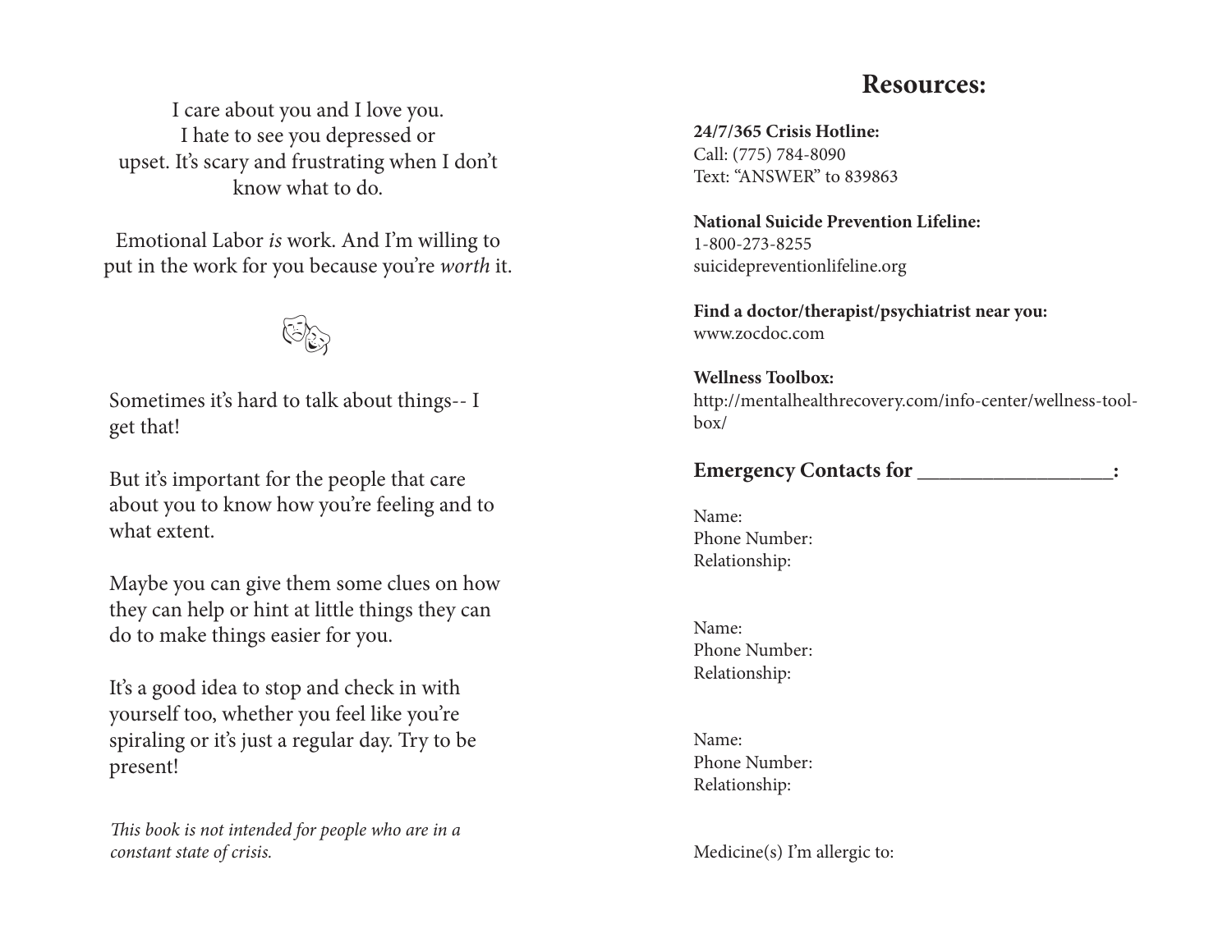I care about you and I love you.
I hate to see you depressed or
upset. It's scary and frustrating when I don't
know what to do.

Emotional Labor *is* work. And I'm willing to
put in the work for you because you're *worth* it.

Sometimes it's hard to talk about things-- I get that!

But it's important for the people that care about you to know how you're feeling and to what extent.

Maybe you can give them some clues on how they can help or hint at little things they can do to make things easier for you.

It's a good idea to stop and check in with yourself too, whether you feel like you're spiraling or it's just a regular day. Try to be present!

*This book is not intended for people who are in a constant state of crisis.*

## Resources:

**24/7/365 Crisis Hotline:**
Call: (775) 784-8090
Text: "ANSWER" to 839863

**National Suicide Prevention Lifeline:**
1-800-273-8255
suicidepreventionlifeline.org

**Find a doctor/therapist/psychiatrist near you:**
www.zocdoc.com

**Wellness Toolbox:**
http://mentalhealthrecovery.com/info-center/wellness-toolbox/

### Emergency Contacts for ___________________:

Name:
Phone Number:
Relationship:

Name:
Phone Number:
Relationship:

Name:
Phone Number:
Relationship:

Medicine(s) I'm allergic to: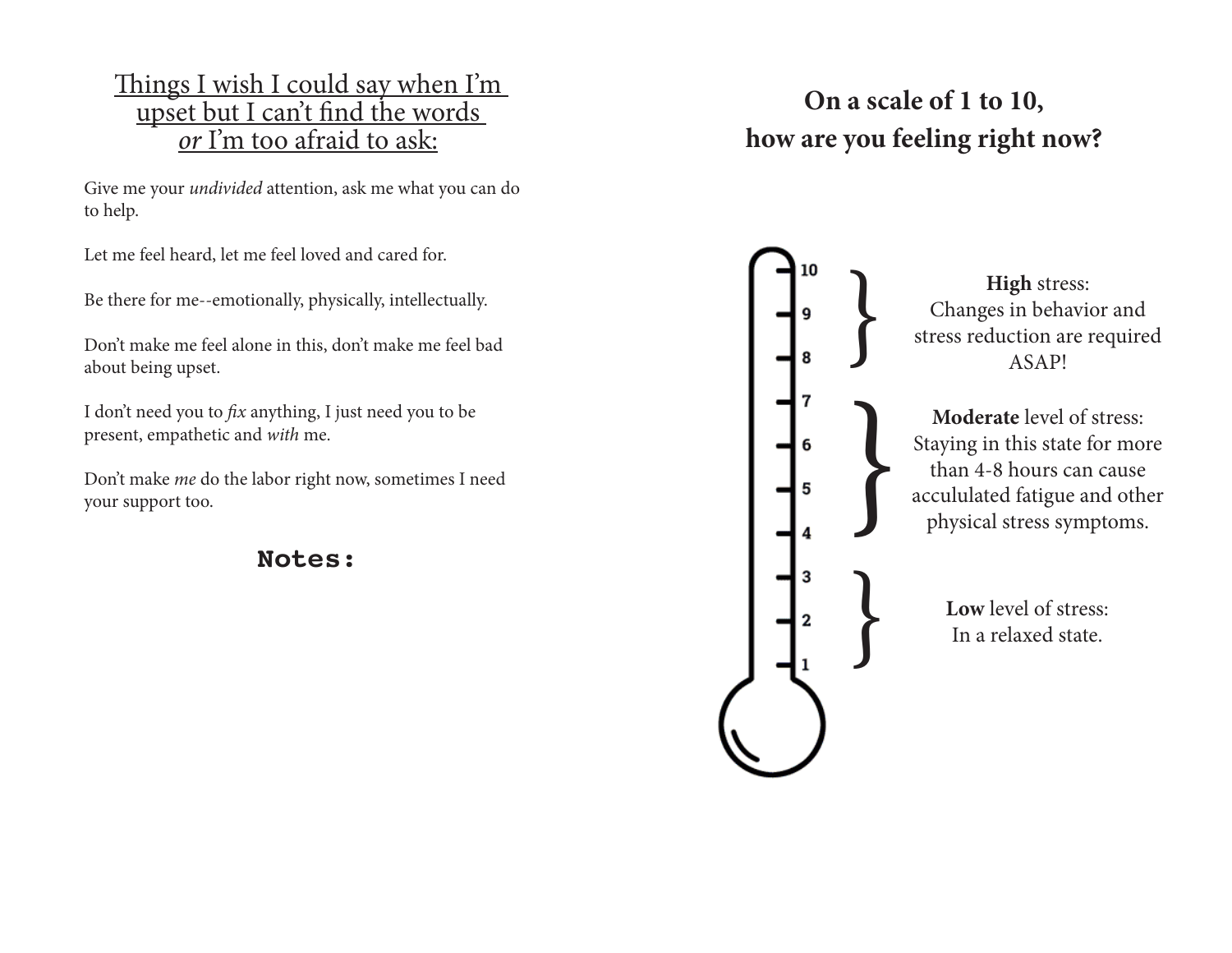## Things I wish I could say when I'm upset but I can't find the words *or* I'm too afraid to ask:

Give me your *undivided* attention, ask me what you can do to help.

Let me feel heard, let me feel loved and cared for.

Be there for me--emotionally, physically, intellectually.

Don't make me feel alone in this, don't make me feel bad about being upset.

I don't need you to *fix* anything, I just need you to be present, empathetic and *with* me.

Don't make *me* do the labor right now, sometimes I need your support too.

**Notes:**

## On a scale of 1 to 10, how are you feeling right now?

10
9
8
7
6
5
4
3
2
1

**High** stress:
Changes in behavior and stress reduction are required ASAP!

**Moderate** level of stress:
Staying in this state for more than 4-8 hours can cause acculculated fatigue and other physical stress symptoms.

**Low** level of stress:
In a relaxed state.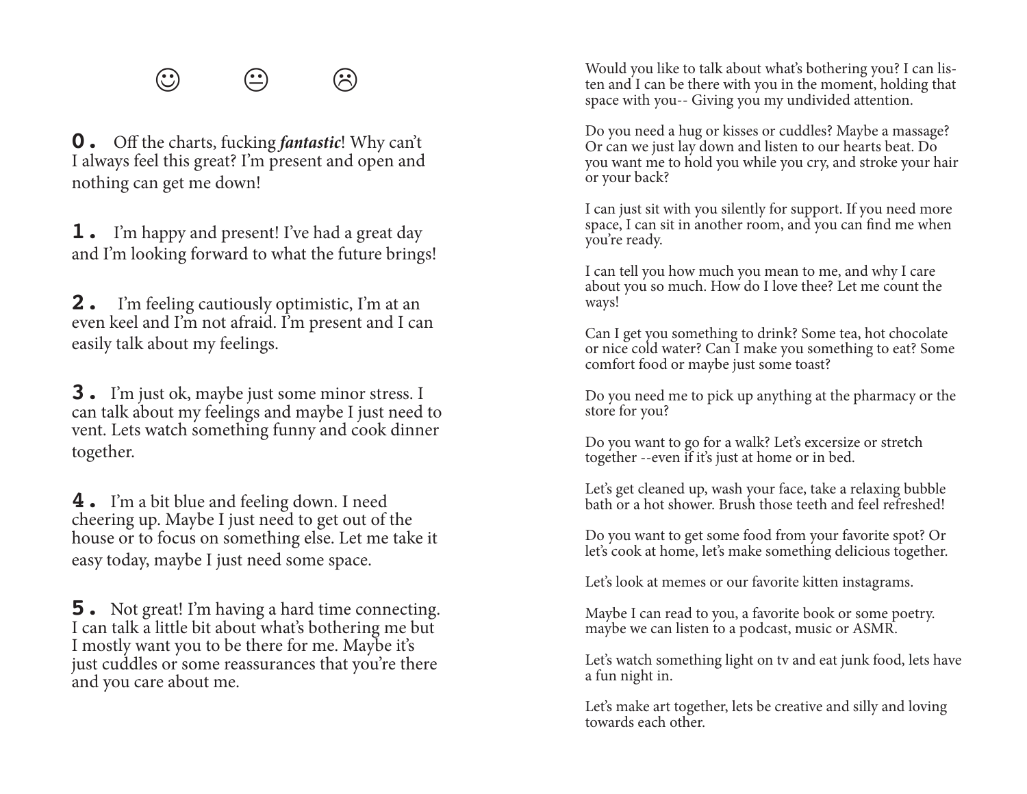☺ 😐 ☹

**0.** Off the charts, fucking ***fantastic***! Why can't I always feel this great? I'm present and open and nothing can get me down!

**1.** I'm happy and present! I've had a great day and I'm looking forward to what the future brings!

**2.** I'm feeling cautiously optimistic, I'm at an even keel and I'm not afraid. I'm present and I can easily talk about my feelings.

**3.** I'm just ok, maybe just some minor stress. I can talk about my feelings and maybe I just need to vent. Lets watch something funny and cook dinner together.

**4.** I'm a bit blue and feeling down. I need cheering up. Maybe I just need to get out of the house or to focus on something else. Let me take it easy today, maybe I just need some space.

**5.** Not great! I'm having a hard time connecting. I can talk a little bit about what's bothering me but I mostly want you to be there for me. Maybe it's just cuddles or some reassurances that you're there and you care about me.

Would you like to talk about what's bothering you? I can listen and I can be there with you in the moment, holding that space with you-- Giving you my undivided attention.

Do you need a hug or kisses or cuddles? Maybe a massage? Or can we just lay down and listen to our hearts beat. Do you want me to hold you while you cry, and stroke your hair or your back?

I can just sit with you silently for support. If you need more space, I can sit in another room, and you can find me when you're ready.

I can tell you how much you mean to me, and why I care about you so much. How do I love thee? Let me count the ways!

Can I get you something to drink? Some tea, hot chocolate or nice cold water? Can I make you something to eat? Some comfort food or maybe just some toast?

Do you need me to pick up anything at the pharmacy or the store for you?

Do you want to go for a walk? Let's excersize or stretch together --even if it's just at home or in bed.

Let's get cleaned up, wash your face, take a relaxing bubble bath or a hot shower. Brush those teeth and feel refreshed!

Do you want to get some food from your favorite spot? Or let's cook at home, let's make something delicious together.

Let's look at memes or our favorite kitten instagrams.

Maybe I can read to you, a favorite book or some poetry. maybe we can listen to a podcast, music or ASMR.

Let's watch something light on tv and eat junk food, lets have a fun night in.

Let's make art together, lets be creative and silly and loving towards each other.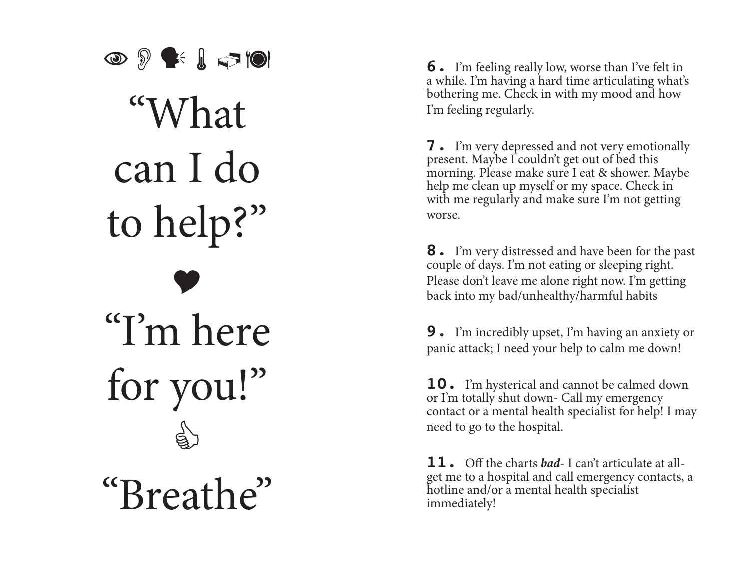👁 👂 🗣 🌡 🛏 🍽

# "What can I do to help?"

♥

# "I'm here for you!"

👍

# "Breathe"

**6.** I'm feeling really low, worse than I've felt in a while. I'm having a hard time articulating what's bothering me. Check in with my mood and how I'm feeling regularly.

**7.** I'm very depressed and not very emotionally present. Maybe I couldn't get out of bed this morning. Please make sure I eat & shower. Maybe help me clean up myself or my space. Check in with me regularly and make sure I'm not getting worse.

**8.** I'm very distressed and have been for the past couple of days. I'm not eating or sleeping right. Please don't leave me alone right now. I'm getting back into my bad/unhealthy/harmful habits

**9.** I'm incredibly upset, I'm having an anxiety or panic attack; I need your help to calm me down!

**10.** I'm hysterical and cannot be calmed down or I'm totally shut down- Call my emergency contact or a mental health specialist for help! I may need to go to the hospital.

**11.** Off the charts ***bad***- I can't articulate at all- get me to a hospital and call emergency contacts, a hotline and/or a mental health specialist immediately!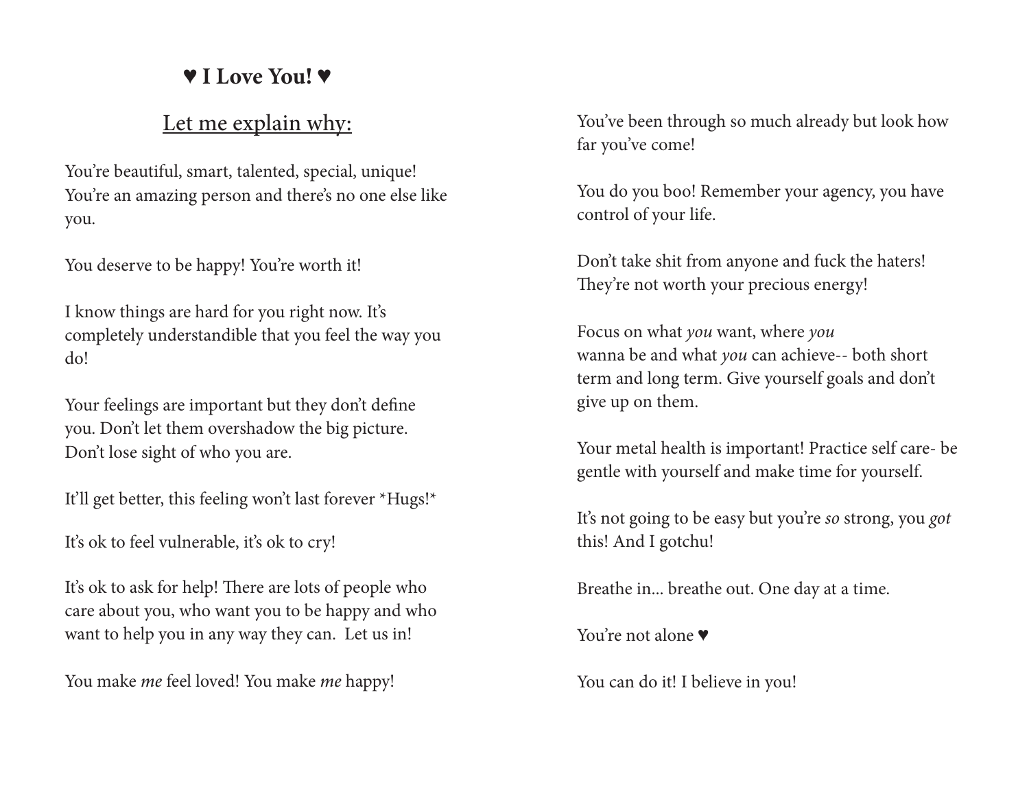## ♥ I Love You! ♥

Let me explain why:

You're beautiful, smart, talented, special, unique! You're an amazing person and there's no one else like you.

You deserve to be happy! You're worth it!

I know things are hard for you right now. It's completely understandible that you feel the way you do!

Your feelings are important but they don't define you. Don't let them overshadow the big picture. Don't lose sight of who you are.

It'll get better, this feeling won't last forever *Hugs!*

It's ok to feel vulnerable, it's ok to cry!

It's ok to ask for help! There are lots of people who care about you, who want you to be happy and who want to help you in any way they can. Let us in!

You make *me* feel loved! You make *me* happy!

You've been through so much already but look how far you've come!

You do you boo! Remember your agency, you have control of your life.

Don't take shit from anyone and fuck the haters! They're not worth your precious energy!

Focus on what *you* want, where *you* wanna be and what *you* can achieve-- both short term and long term. Give yourself goals and don't give up on them.

Your metal health is important! Practice self care- be gentle with yourself and make time for yourself.

It's not going to be easy but you're *so* strong, you *got* this! And I gotchu!

Breathe in... breathe out. One day at a time.

You're not alone ♥

You can do it! I believe in you!